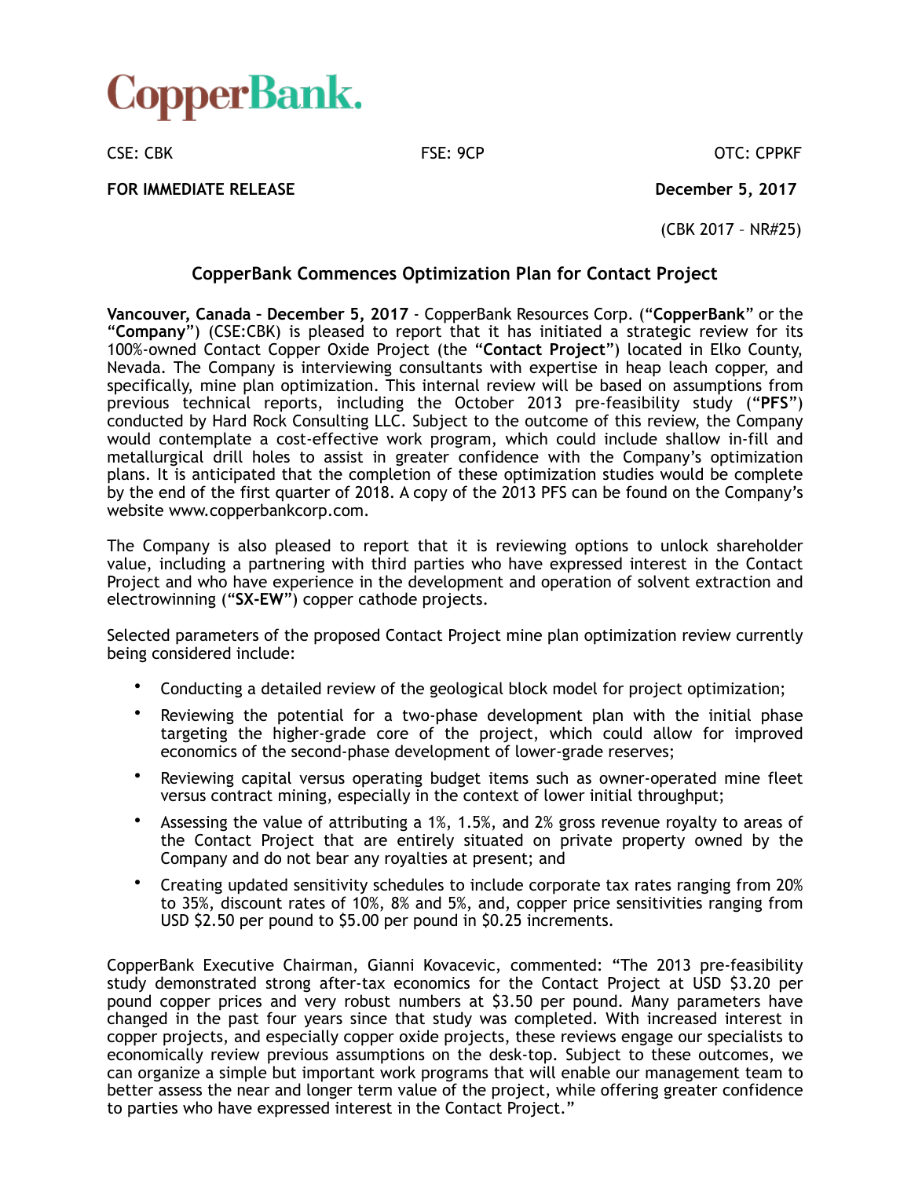CopperBank.

CSE: CBK FSE: 9CP OTC: CPPKF

**FOR IMMEDIATE RELEASE** **December 5, 2017**

(CBK 2017 – NR#25)

## CopperBank Commences Optimization Plan for Contact Project

**Vancouver, Canada – December 5, 2017** - CopperBank Resources Corp. ("**CopperBank**" or the "**Company**") (CSE:CBK) is pleased to report that it has initiated a strategic review for its 100%-owned Contact Copper Oxide Project (the "**Contact Project**") located in Elko County, Nevada. The Company is interviewing consultants with expertise in heap leach copper, and specifically, mine plan optimization. This internal review will be based on assumptions from previous technical reports, including the October 2013 pre-feasibility study ("**PFS**") conducted by Hard Rock Consulting LLC. Subject to the outcome of this review, the Company would contemplate a cost-effective work program, which could include shallow in-fill and metallurgical drill holes to assist in greater confidence with the Company's optimization plans. It is anticipated that the completion of these optimization studies would be complete by the end of the first quarter of 2018. A copy of the 2013 PFS can be found on the Company's website www.copperbankcorp.com.

The Company is also pleased to report that it is reviewing options to unlock shareholder value, including a partnering with third parties who have expressed interest in the Contact Project and who have experience in the development and operation of solvent extraction and electrowinning ("**SX-EW**") copper cathode projects.

Selected parameters of the proposed Contact Project mine plan optimization review currently being considered include:

- Conducting a detailed review of the geological block model for project optimization;
- Reviewing the potential for a two-phase development plan with the initial phase targeting the higher-grade core of the project, which could allow for improved economics of the second-phase development of lower-grade reserves;
- Reviewing capital versus operating budget items such as owner-operated mine fleet versus contract mining, especially in the context of lower initial throughput;
- Assessing the value of attributing a 1%, 1.5%, and 2% gross revenue royalty to areas of the Contact Project that are entirely situated on private property owned by the Company and do not bear any royalties at present; and
- Creating updated sensitivity schedules to include corporate tax rates ranging from 20% to 35%, discount rates of 10%, 8% and 5%, and, copper price sensitivities ranging from USD $2.50 per pound to $5.00 per pound in $0.25 increments.

CopperBank Executive Chairman, Gianni Kovacevic, commented: "The 2013 pre-feasibility study demonstrated strong after-tax economics for the Contact Project at USD $3.20 per pound copper prices and very robust numbers at $3.50 per pound. Many parameters have changed in the past four years since that study was completed. With increased interest in copper projects, and especially copper oxide projects, these reviews engage our specialists to economically review previous assumptions on the desk-top. Subject to these outcomes, we can organize a simple but important work programs that will enable our management team to better assess the near and longer term value of the project, while offering greater confidence to parties who have expressed interest in the Contact Project."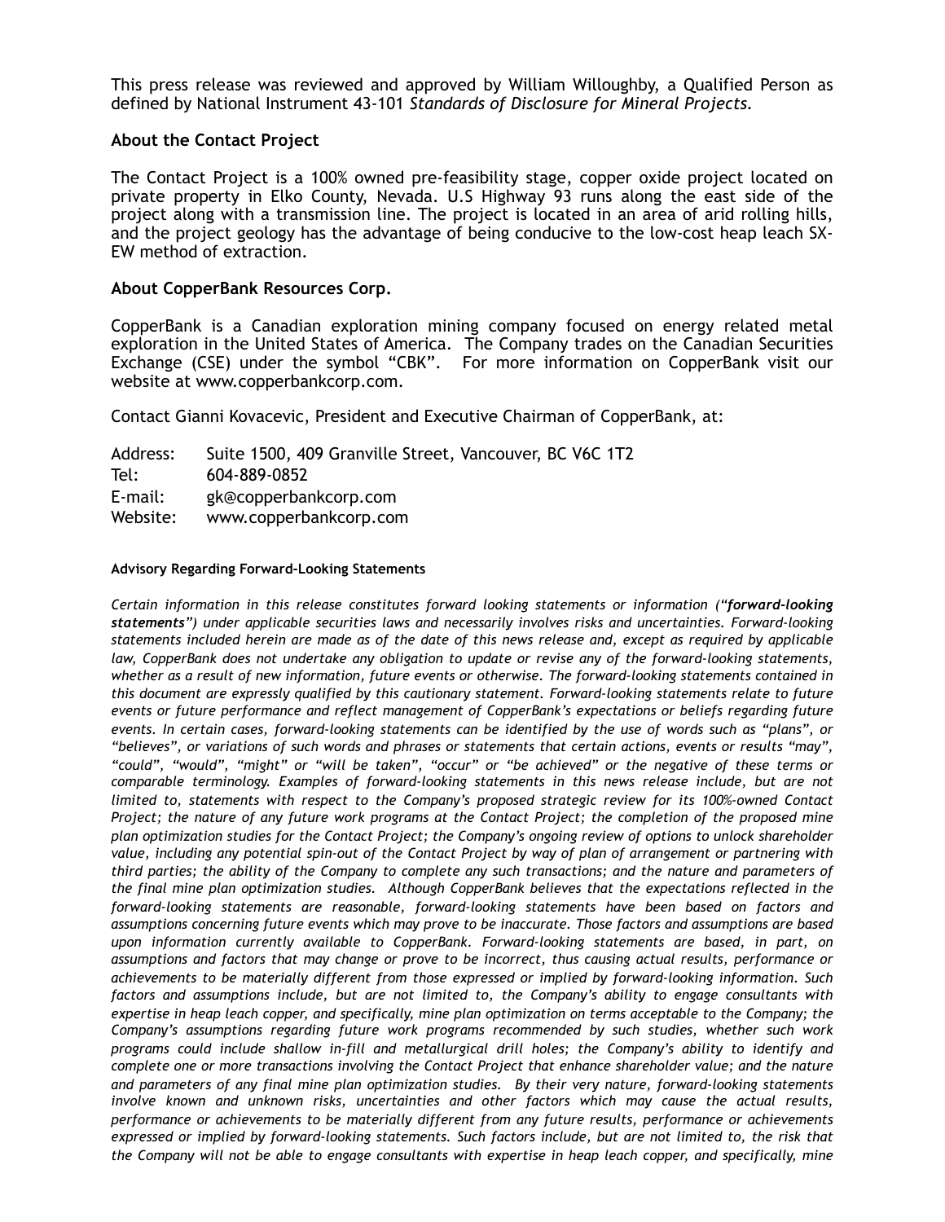This press release was reviewed and approved by William Willoughby, a Qualified Person as defined by National Instrument 43-101 *Standards of Disclosure for Mineral Projects*.

**About the Contact Project**

The Contact Project is a 100% owned pre-feasibility stage, copper oxide project located on private property in Elko County, Nevada. U.S Highway 93 runs along the east side of the project along with a transmission line. The project is located in an area of arid rolling hills, and the project geology has the advantage of being conducive to the low-cost heap leach SX-EW method of extraction.

**About CopperBank Resources Corp.**

CopperBank is a Canadian exploration mining company focused on energy related metal exploration in the United States of America. The Company trades on the Canadian Securities Exchange (CSE) under the symbol "CBK". For more information on CopperBank visit our website at www.copperbankcorp.com.

Contact Gianni Kovacevic, President and Executive Chairman of CopperBank, at:

Address: Suite 1500, 409 Granville Street, Vancouver, BC V6C 1T2
Tel: 604-889-0852
E-mail: gk@copperbankcorp.com
Website: www.copperbankcorp.com

**Advisory Regarding Forward-Looking Statements**

*Certain information in this release constitutes forward looking statements or information ("**forward-looking statements**") under applicable securities laws and necessarily involves risks and uncertainties. Forward-looking statements included herein are made as of the date of this news release and, except as required by applicable law, CopperBank does not undertake any obligation to update or revise any of the forward-looking statements, whether as a result of new information, future events or otherwise. The forward-looking statements contained in this document are expressly qualified by this cautionary statement. Forward-looking statements relate to future events or future performance and reflect management of CopperBank's expectations or beliefs regarding future events. In certain cases, forward-looking statements can be identified by the use of words such as "plans", or "believes", or variations of such words and phrases or statements that certain actions, events or results "may", "could", "would", "might" or "will be taken", "occur" or "be achieved" or the negative of these terms or comparable terminology. Examples of forward-looking statements in this news release include, but are not limited to, statements with respect to the Company's proposed strategic review for its 100%-owned Contact Project; the nature of any future work programs at the Contact Project; the completion of the proposed mine plan optimization studies for the Contact Project; the Company's ongoing review of options to unlock shareholder value, including any potential spin-out of the Contact Project by way of plan of arrangement or partnering with third parties; the ability of the Company to complete any such transactions; and the nature and parameters of the final mine plan optimization studies. Although CopperBank believes that the expectations reflected in the forward-looking statements are reasonable, forward-looking statements have been based on factors and assumptions concerning future events which may prove to be inaccurate. Those factors and assumptions are based upon information currently available to CopperBank. Forward-looking statements are based, in part, on assumptions and factors that may change or prove to be incorrect, thus causing actual results, performance or achievements to be materially different from those expressed or implied by forward-looking information. Such factors and assumptions include, but are not limited to, the Company's ability to engage consultants with expertise in heap leach copper, and specifically, mine plan optimization on terms acceptable to the Company; the Company's assumptions regarding future work programs recommended by such studies, whether such work programs could include shallow in-fill and metallurgical drill holes; the Company's ability to identify and complete one or more transactions involving the Contact Project that enhance shareholder value; and the nature and parameters of any final mine plan optimization studies. By their very nature, forward-looking statements involve known and unknown risks, uncertainties and other factors which may cause the actual results, performance or achievements to be materially different from any future results, performance or achievements expressed or implied by forward-looking statements. Such factors include, but are not limited to, the risk that the Company will not be able to engage consultants with expertise in heap leach copper, and specifically, mine*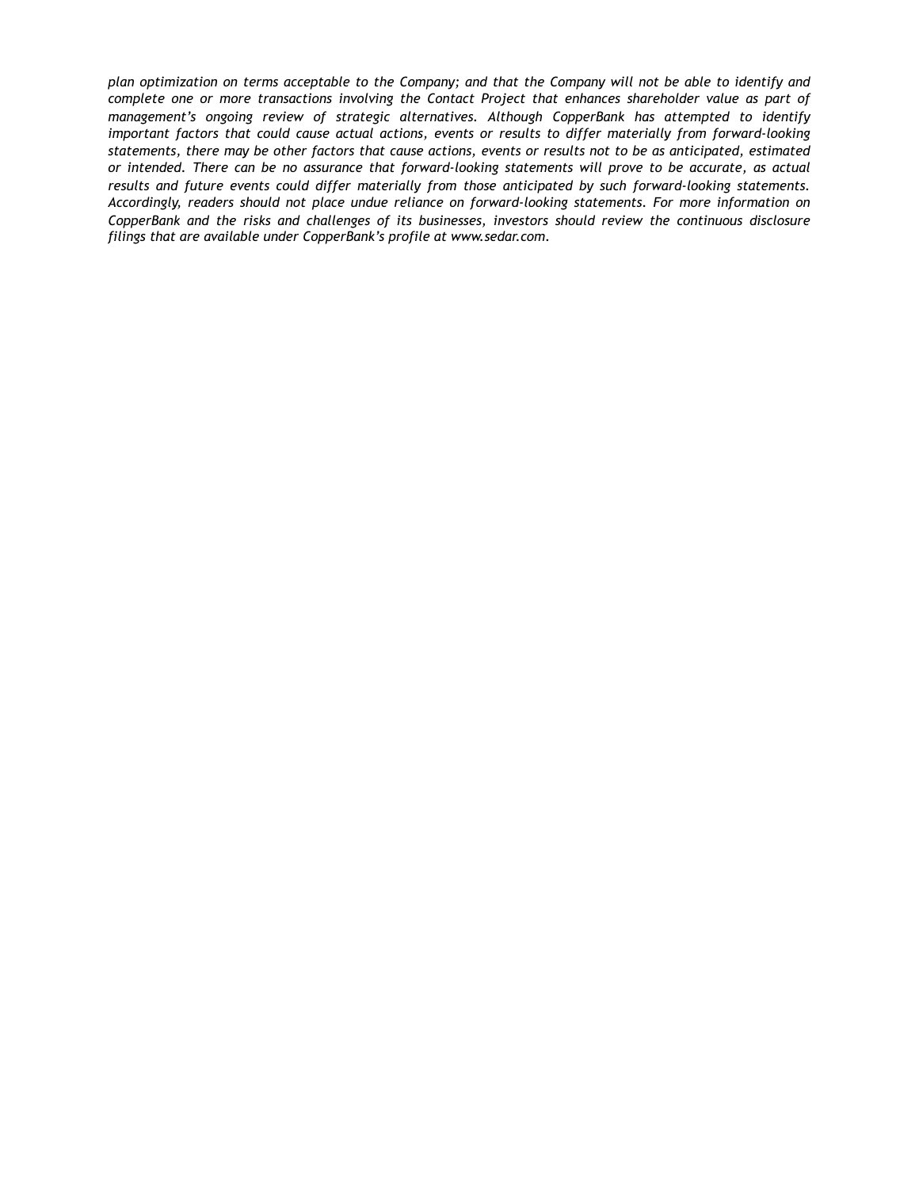*plan optimization on terms acceptable to the Company; and that the Company will not be able to identify and complete one or more transactions involving the Contact Project that enhances shareholder value as part of management's ongoing review of strategic alternatives. Although CopperBank has attempted to identify important factors that could cause actual actions, events or results to differ materially from forward-looking statements, there may be other factors that cause actions, events or results not to be as anticipated, estimated or intended. There can be no assurance that forward-looking statements will prove to be accurate, as actual results and future events could differ materially from those anticipated by such forward-looking statements. Accordingly, readers should not place undue reliance on forward-looking statements. For more information on CopperBank and the risks and challenges of its businesses, investors should review the continuous disclosure filings that are available under CopperBank's profile at www.sedar.com.*